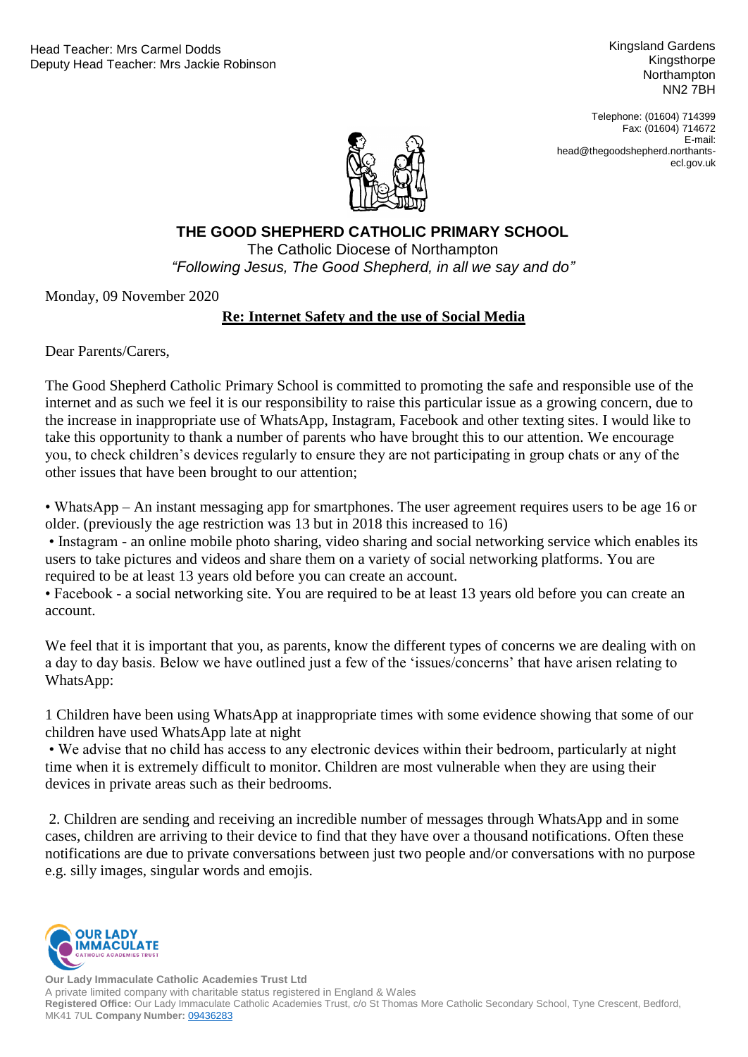Head Teacher: Mrs Carmel Dodds
Deputy Head Teacher: Mrs Jackie Robinson

Kingsland Gardens
Kingsthorpe
Northampton
NN2 7BH

Telephone: (01604) 714399
Fax: (01604) 714672
E-mail: head@thegoodshepherd.northants-ecl.gov.uk

# THE GOOD SHEPHERD CATHOLIC PRIMARY SCHOOL

The Catholic Diocese of Northampton

*"Following Jesus, The Good Shepherd, in all we say and do"*

Monday, 09 November 2020

**Re: Internet Safety and the use of Social Media**

Dear Parents/Carers,

The Good Shepherd Catholic Primary School is committed to promoting the safe and responsible use of the internet and as such we feel it is our responsibility to raise this particular issue as a growing concern, due to the increase in inappropriate use of WhatsApp, Instagram, Facebook and other texting sites. I would like to take this opportunity to thank a number of parents who have brought this to our attention. We encourage you, to check children's devices regularly to ensure they are not participating in group chats or any of the other issues that have been brought to our attention;

- WhatsApp – An instant messaging app for smartphones. The user agreement requires users to be age 16 or older. (previously the age restriction was 13 but in 2018 this increased to 16)
- Instagram - an online mobile photo sharing, video sharing and social networking service which enables its users to take pictures and videos and share them on a variety of social networking platforms. You are required to be at least 13 years old before you can create an account.
- Facebook - a social networking site. You are required to be at least 13 years old before you can create an account.

We feel that it is important that you, as parents, know the different types of concerns we are dealing with on a day to day basis. Below we have outlined just a few of the 'issues/concerns' that have arisen relating to WhatsApp:

1 Children have been using WhatsApp at inappropriate times with some evidence showing that some of our children have used WhatsApp late at night

- We advise that no child has access to any electronic devices within their bedroom, particularly at night time when it is extremely difficult to monitor. Children are most vulnerable when they are using their devices in private areas such as their bedrooms.

2. Children are sending and receiving an incredible number of messages through WhatsApp and in some cases, children are arriving to their device to find that they have over a thousand notifications. Often these notifications are due to private conversations between just two people and/or conversations with no purpose e.g. silly images, singular words and emojis.

**Our Lady Immaculate Catholic Academies Trust Ltd**
A private limited company with charitable status registered in England & Wales
**Registered Office:** Our Lady Immaculate Catholic Academies Trust, c/o St Thomas More Catholic Secondary School, Tyne Crescent, Bedford, MK41 7UL **Company Number:** 09436283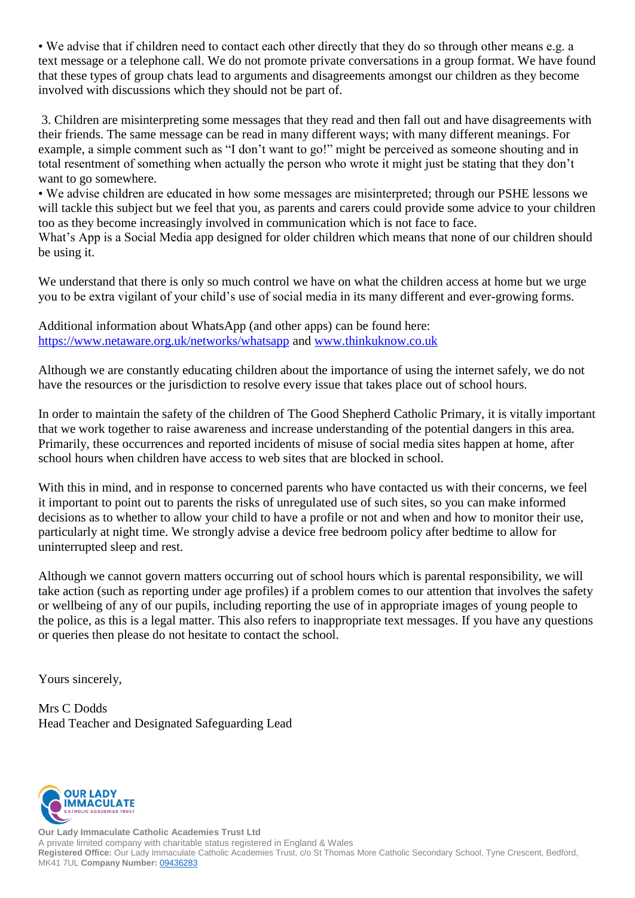• We advise that if children need to contact each other directly that they do so through other means e.g. a text message or a telephone call. We do not promote private conversations in a group format. We have found that these types of group chats lead to arguments and disagreements amongst our children as they become involved with discussions which they should not be part of.

3. Children are misinterpreting some messages that they read and then fall out and have disagreements with their friends. The same message can be read in many different ways; with many different meanings. For example, a simple comment such as "I don't want to go!" might be perceived as someone shouting and in total resentment of something when actually the person who wrote it might just be stating that they don't want to go somewhere.

• We advise children are educated in how some messages are misinterpreted; through our PSHE lessons we will tackle this subject but we feel that you, as parents and carers could provide some advice to your children too as they become increasingly involved in communication which is not face to face.

What's App is a Social Media app designed for older children which means that none of our children should be using it.

We understand that there is only so much control we have on what the children access at home but we urge you to be extra vigilant of your child's use of social media in its many different and ever-growing forms.

Additional information about WhatsApp (and other apps) can be found here: https://www.netaware.org.uk/networks/whatsapp and www.thinkuknow.co.uk

Although we are constantly educating children about the importance of using the internet safely, we do not have the resources or the jurisdiction to resolve every issue that takes place out of school hours.

In order to maintain the safety of the children of The Good Shepherd Catholic Primary, it is vitally important that we work together to raise awareness and increase understanding of the potential dangers in this area. Primarily, these occurrences and reported incidents of misuse of social media sites happen at home, after school hours when children have access to web sites that are blocked in school.

With this in mind, and in response to concerned parents who have contacted us with their concerns, we feel it important to point out to parents the risks of unregulated use of such sites, so you can make informed decisions as to whether to allow your child to have a profile or not and when and how to monitor their use, particularly at night time. We strongly advise a device free bedroom policy after bedtime to allow for uninterrupted sleep and rest.

Although we cannot govern matters occurring out of school hours which is parental responsibility, we will take action (such as reporting under age profiles) if a problem comes to our attention that involves the safety or wellbeing of any of our pupils, including reporting the use of in appropriate images of young people to the police, as this is a legal matter. This also refers to inappropriate text messages. If you have any questions or queries then please do not hesitate to contact the school.

Yours sincerely,

Mrs C Dodds
Head Teacher and Designated Safeguarding Lead

OUR LADY IMMACULATE CATHOLIC ACADEMIES TRUST

**Our Lady Immaculate Catholic Academies Trust Ltd**
A private limited company with charitable status registered in England & Wales
**Registered Office:** Our Lady Immaculate Catholic Academies Trust, c/o St Thomas More Catholic Secondary School, Tyne Crescent, Bedford, MK41 7UL **Company Number:** 09436283